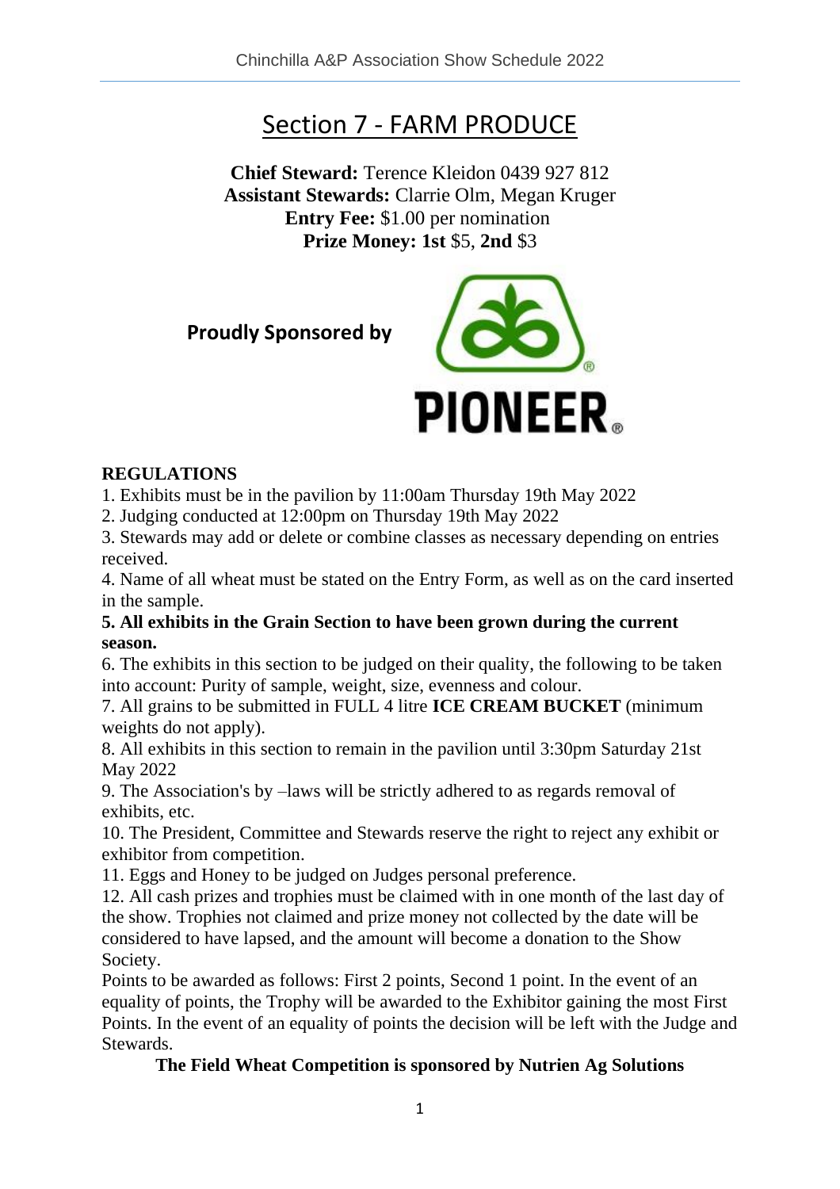# Section 7 - FARM PRODUCE

**Chief Steward:** Terence Kleidon 0439 927 812
**Assistant Stewards:** Clarrie Olm, Megan Kruger
**Entry Fee:** $1.00 per nomination
**Prize Money: 1st** $5, **2nd** $3

**Proudly Sponsored by**

PIONEER®

**REGULATIONS**

1. Exhibits must be in the pavilion by 11:00am Thursday 19th May 2022
2. Judging conducted at 12:00pm on Thursday 19th May 2022
3. Stewards may add or delete or combine classes as necessary depending on entries received.
4. Name of all wheat must be stated on the Entry Form, as well as on the card inserted in the sample.
5. **All exhibits in the Grain Section to have been grown during the current season.**
6. The exhibits in this section to be judged on their quality, the following to be taken into account: Purity of sample, weight, size, evenness and colour.
7. All grains to be submitted in FULL 4 litre **ICE CREAM BUCKET** (minimum weights do not apply).
8. All exhibits in this section to remain in the pavilion until 3:30pm Saturday 21st May 2022
9. The Association's by –laws will be strictly adhered to as regards removal of exhibits, etc.
10. The President, Committee and Stewards reserve the right to reject any exhibit or exhibitor from competition.
11. Eggs and Honey to be judged on Judges personal preference.
12. All cash prizes and trophies must be claimed with in one month of the last day of the show. Trophies not claimed and prize money not collected by the date will be considered to have lapsed, and the amount will become a donation to the Show Society.

Points to be awarded as follows: First 2 points, Second 1 point. In the event of an equality of points, the Trophy will be awarded to the Exhibitor gaining the most First Points. In the event of an equality of points the decision will be left with the Judge and Stewards.

**The Field Wheat Competition is sponsored by Nutrien Ag Solutions**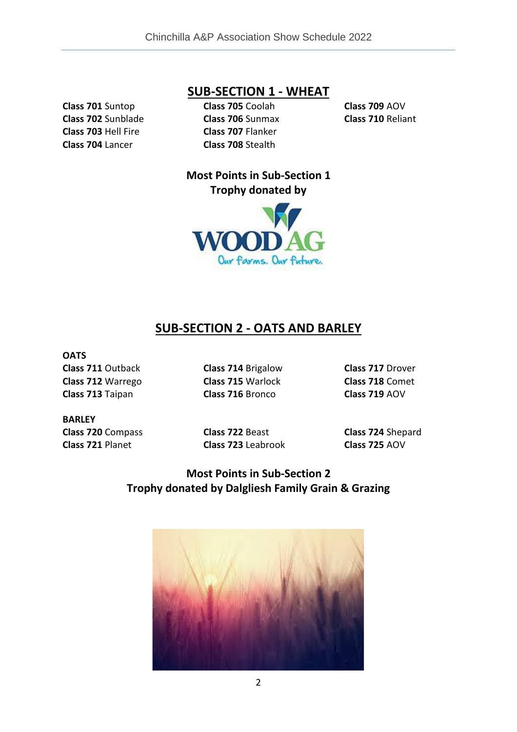## SUB-SECTION 1 - WHEAT

**Class 701** Suntop
**Class 702** Sunblade
**Class 703** Hell Fire
**Class 704** Lancer
**Class 705** Coolah
**Class 706** Sunmax
**Class 707** Flanker
**Class 708** Stealth
**Class 709** AOV
**Class 710** Reliant

**Most Points in Sub-Section 1**
**Trophy donated by**

WOOD AG
Our farms. Our future.

## SUB-SECTION 2 - OATS AND BARLEY

**OATS**

**Class 711** Outback
**Class 712** Warrego
**Class 713** Taipan
**Class 714** Brigalow
**Class 715** Warlock
**Class 716** Bronco
**Class 717** Drover
**Class 718** Comet
**Class 719** AOV

**BARLEY**

**Class 720** Compass
**Class 721** Planet
**Class 722** Beast
**Class 723** Leabrook
**Class 724** Shepard
**Class 725** AOV

**Most Points in Sub-Section 2**
**Trophy donated by Dalgliesh Family Grain & Grazing**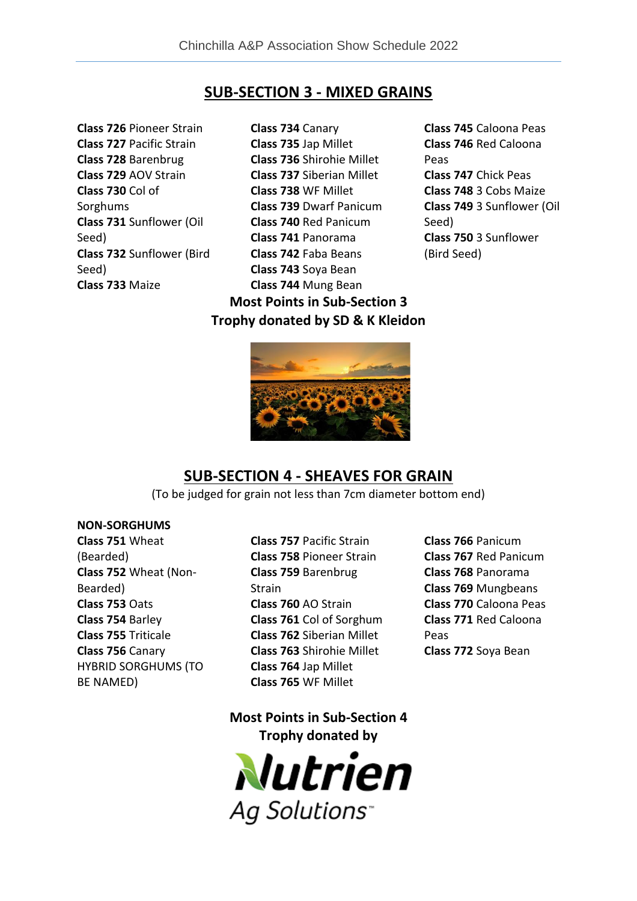## SUB-SECTION 3 - MIXED GRAINS

**Class 726** Pioneer Strain
**Class 727** Pacific Strain
**Class 728** Barenbrug
**Class 729** AOV Strain
**Class 730** Col of Sorghums
**Class 731** Sunflower (Oil Seed)
**Class 732** Sunflower (Bird Seed)
**Class 733** Maize
**Class 734** Canary
**Class 735** Jap Millet
**Class 736** Shirohie Millet
**Class 737** Siberian Millet
**Class 738** WF Millet
**Class 739** Dwarf Panicum
**Class 740** Red Panicum
**Class 741** Panorama
**Class 742** Faba Beans
**Class 743** Soya Bean
**Class 744** Mung Bean
**Class 745** Caloona Peas
**Class 746** Red Caloona Peas
**Class 747** Chick Peas
**Class 748** 3 Cobs Maize
**Class 749** 3 Sunflower (Oil Seed)
**Class 750** 3 Sunflower (Bird Seed)

**Most Points in Sub-Section 3**
**Trophy donated by SD & K Kleidon**

## SUB-SECTION 4 - SHEAVES FOR GRAIN

(To be judged for grain not less than 7cm diameter bottom end)

**NON-SORGHUMS**

**Class 751** Wheat (Bearded)
**Class 752** Wheat (Non-Bearded)
**Class 753** Oats
**Class 754** Barley
**Class 755** Triticale
**Class 756** Canary

HYBRID SORGHUMS (TO BE NAMED)

**Class 757** Pacific Strain
**Class 758** Pioneer Strain
**Class 759** Barenbrug Strain
**Class 760** AO Strain
**Class 761** Col of Sorghum
**Class 762** Siberian Millet
**Class 763** Shirohie Millet
**Class 764** Jap Millet
**Class 765** WF Millet
**Class 766** Panicum
**Class 767** Red Panicum
**Class 768** Panorama
**Class 769** Mungbeans
**Class 770** Caloona Peas
**Class 771** Red Caloona Peas
**Class 772** Soya Bean

**Most Points in Sub-Section 4**
**Trophy donated by**

Nutrien Ag Solutions™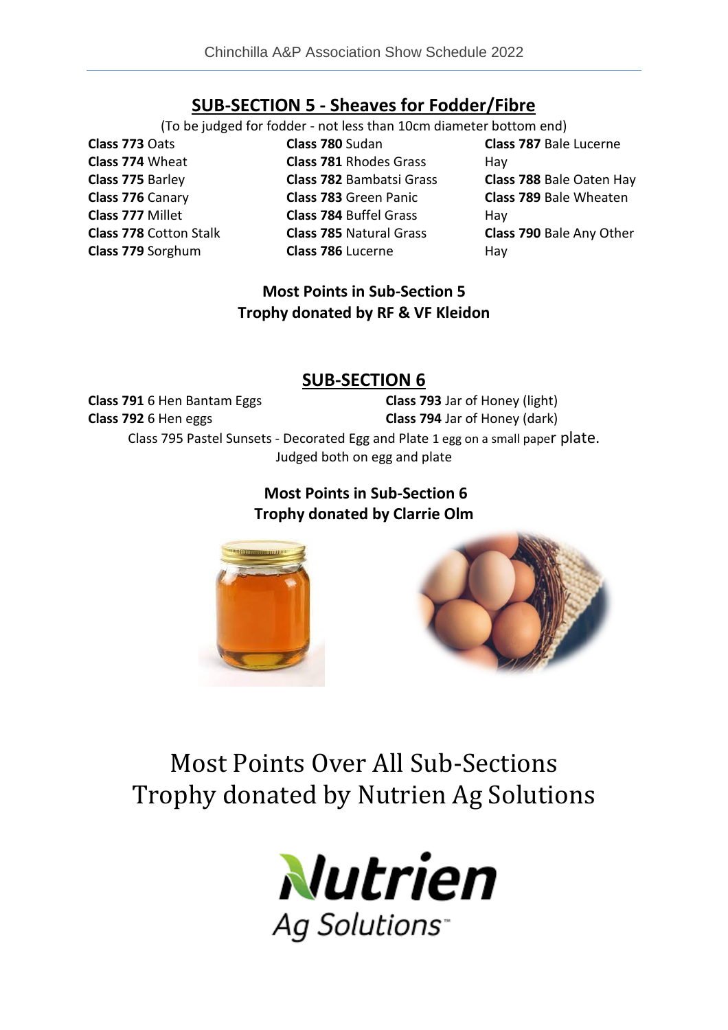## SUB-SECTION 5 - Sheaves for Fodder/Fibre

(To be judged for fodder - not less than 10cm diameter bottom end)

**Class 773** Oats
**Class 774** Wheat
**Class 775** Barley
**Class 776** Canary
**Class 777** Millet
**Class 778** Cotton Stalk
**Class 779** Sorghum
**Class 780** Sudan
**Class 781** Rhodes Grass
**Class 782** Bambatsi Grass
**Class 783** Green Panic
**Class 784** Buffel Grass
**Class 785** Natural Grass
**Class 786** Lucerne
**Class 787** Bale Lucerne Hay
**Class 788** Bale Oaten Hay
**Class 789** Bale Wheaten Hay
**Class 790** Bale Any Other Hay

**Most Points in Sub-Section 5**
**Trophy donated by RF & VF Kleidon**

## SUB-SECTION 6

**Class 791** 6 Hen Bantam Eggs
**Class 792** 6 Hen eggs
**Class 793** Jar of Honey (light)
**Class 794** Jar of Honey (dark)

Class 795 Pastel Sunsets - Decorated Egg and Plate 1 egg on a small paper plate. Judged both on egg and plate

**Most Points in Sub-Section 6**
**Trophy donated by Clarrie Olm**

# Most Points Over All Sub-Sections
# Trophy donated by Nutrien Ag Solutions

Nutrien Ag Solutions™